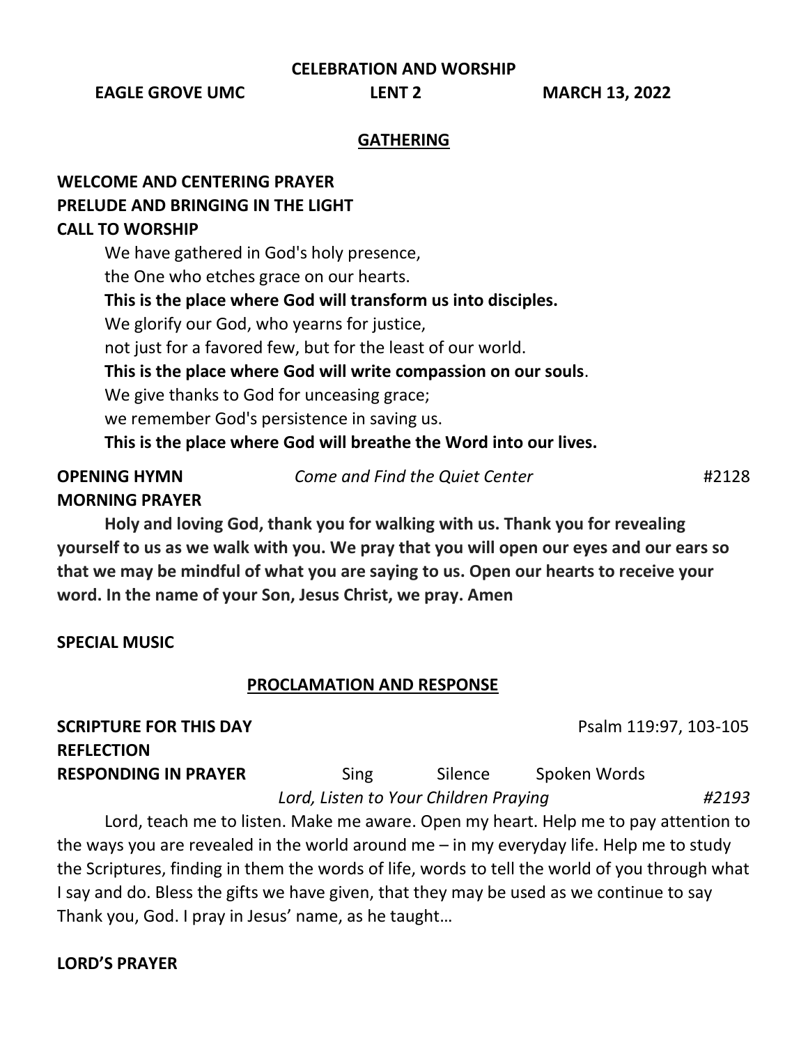**CELEBRATION AND WORSHIP**

**EAGLE GROVE UMC** **LENT 2** **MARCH 13, 2022**

## GATHERING

**WELCOME AND CENTERING PRAYER**

**PRELUDE AND BRINGING IN THE LIGHT**

**CALL TO WORSHIP**

We have gathered in God's holy presence,
the One who etches grace on our hearts.
**This is the place where God will transform us into disciples.**
We glorify our God, who yearns for justice,
not just for a favored few, but for the least of our world.
**This is the place where God will write compassion on our souls**.
We give thanks to God for unceasing grace;
we remember God's persistence in saving us.
**This is the place where God will breathe the Word into our lives.**

**OPENING HYMN** *Come and Find the Quiet Center* #2128

**MORNING PRAYER**

**Holy and loving God, thank you for walking with us. Thank you for revealing yourself to us as we walk with you. We pray that you will open our eyes and our ears so that we may be mindful of what you are saying to us. Open our hearts to receive your word. In the name of your Son, Jesus Christ, we pray. Amen**

**SPECIAL MUSIC**

## PROCLAMATION AND RESPONSE

**SCRIPTURE FOR THIS DAY** Psalm 119:97, 103-105

**REFLECTION**

**RESPONDING IN PRAYER** Sing Silence Spoken Words

*Lord, Listen to Your Children Praying* *#2193*

Lord, teach me to listen. Make me aware. Open my heart. Help me to pay attention to the ways you are revealed in the world around me – in my everyday life. Help me to study the Scriptures, finding in them the words of life, words to tell the world of you through what I say and do. Bless the gifts we have given, that they may be used as we continue to say Thank you, God. I pray in Jesus' name, as he taught…

**LORD'S PRAYER**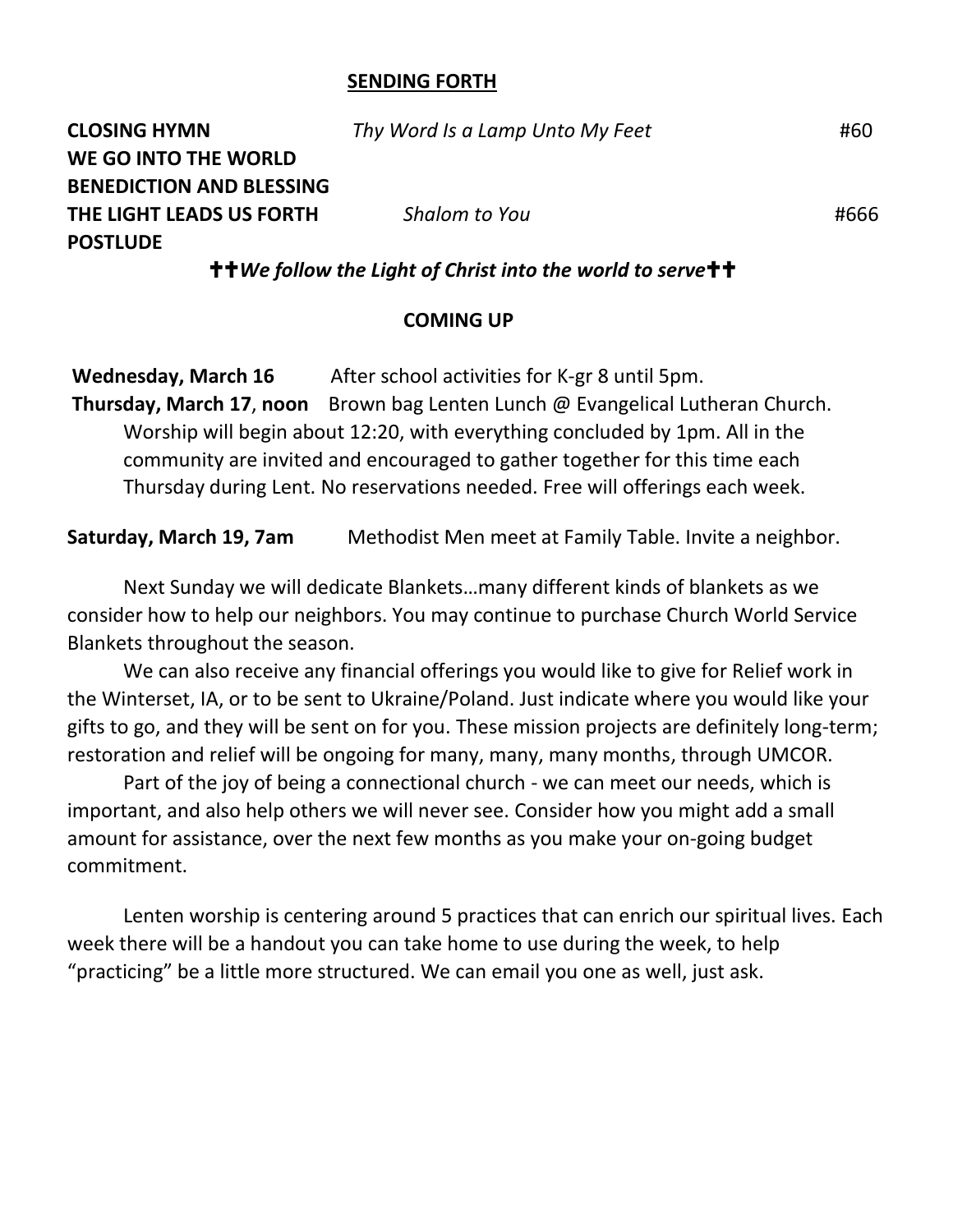## SENDING FORTH

**CLOSING HYMN** *Thy Word Is a Lamp Unto My Feet* #60
**WE GO INTO THE WORLD**
**BENEDICTION AND BLESSING**
**THE LIGHT LEADS US FORTH** *Shalom to You* #666
**POSTLUDE**

✝✝***We follow the Light of Christ into the world to serve***✝✝

## COMING UP

**Wednesday, March 16** After school activities for K-gr 8 until 5pm.

**Thursday, March 17**, **noon** Brown bag Lenten Lunch @ Evangelical Lutheran Church. Worship will begin about 12:20, with everything concluded by 1pm. All in the community are invited and encouraged to gather together for this time each Thursday during Lent. No reservations needed. Free will offerings each week.

**Saturday, March 19, 7am** Methodist Men meet at Family Table. Invite a neighbor.

Next Sunday we will dedicate Blankets…many different kinds of blankets as we consider how to help our neighbors. You may continue to purchase Church World Service Blankets throughout the season.

We can also receive any financial offerings you would like to give for Relief work in the Winterset, IA, or to be sent to Ukraine/Poland. Just indicate where you would like your gifts to go, and they will be sent on for you. These mission projects are definitely long-term; restoration and relief will be ongoing for many, many, many months, through UMCOR.

Part of the joy of being a connectional church - we can meet our needs, which is important, and also help others we will never see. Consider how you might add a small amount for assistance, over the next few months as you make your on-going budget commitment.

Lenten worship is centering around 5 practices that can enrich our spiritual lives. Each week there will be a handout you can take home to use during the week, to help "practicing" be a little more structured. We can email you one as well, just ask.